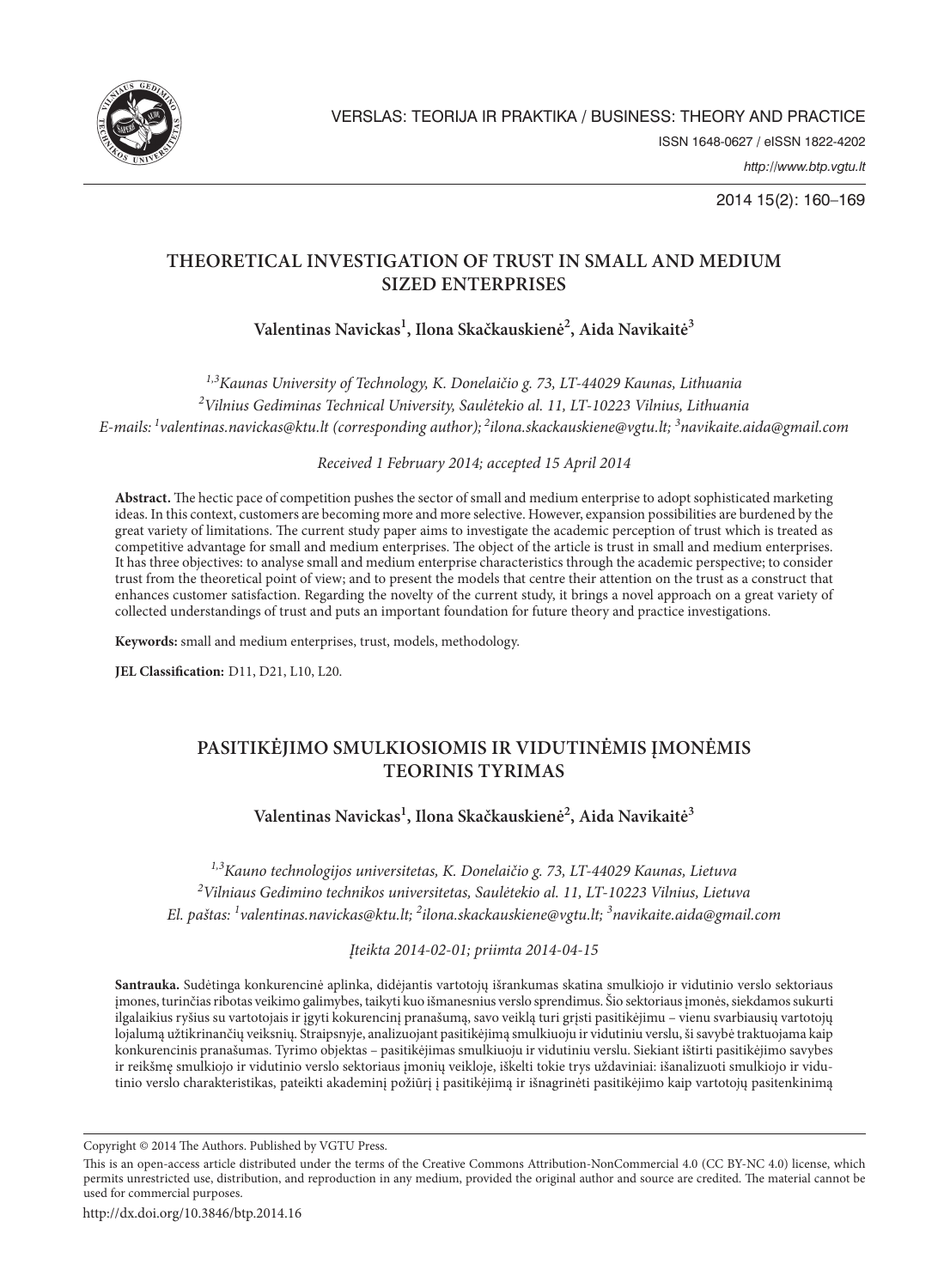VERSLAS: TEORIJA IR PRAKTIKA / BUSINESS: THEORY AND PRACTICE

ISSN 1648-0627 / eISSN 1822-4202

*http://www.btp.vgtu.lt*

2014 15(2): 160–169

# THEORETICAL INVESTIGATION OF TRUST IN SMALL AND MEDIUM SIZED ENTERPRISES

**Valentinas Navickas[1], Ilona Skačkauskienė[2], Aida Navikaitė[3]**

*[1,3]Kaunas University of Technology, K. Donelaičio g. 73, LT-44029 Kaunas, Lithuania*
*[2]Vilnius Gediminas Technical University, Saulėtekio al. 11, LT-10223 Vilnius, Lithuania*
*E-mails: [1]valentinas.navickas@ktu.lt (corresponding author); [2]ilona.skackauskiene@vgtu.lt; [3]navikaite.aida@gmail.com*

*Received 1 February 2014; accepted 15 April 2014*

**Abstract.** The hectic pace of competition pushes the sector of small and medium enterprise to adopt sophisticated marketing ideas. In this context, customers are becoming more and more selective. However, expansion possibilities are burdened by the great variety of limitations. The current study paper aims to investigate the academic perception of trust which is treated as competitive advantage for small and medium enterprises. The object of the article is trust in small and medium enterprises. It has three objectives: to analyse small and medium enterprise characteristics through the academic perspective; to consider trust from the theoretical point of view; and to present the models that centre their attention on the trust as a construct that enhances customer satisfaction. Regarding the novelty of the current study, it brings a novel approach on a great variety of collected understandings of trust and puts an important foundation for future theory and practice investigations.

**Keywords:** small and medium enterprises, trust, models, methodology.

**JEL Classification:** D11, D21, L10, L20.

# PASITIKĖJIMO SMULKIOSIOMIS IR VIDUTINĖMIS ĮMONĖMIS TEORINIS TYRIMAS

**Valentinas Navickas[1], Ilona Skačkauskienė[2], Aida Navikaitė[3]**

*[1,3]Kauno technologijos universitetas, K. Donelaičio g. 73, LT-44029 Kaunas, Lietuva*
*[2]Vilniaus Gedimino technikos universitetas, Saulėtekio al. 11, LT-10223 Vilnius, Lietuva*
*El. paštas: [1]valentinas.navickas@ktu.lt; [2]ilona.skackauskiene@vgtu.lt; [3]navikaite.aida@gmail.com*

*Įteikta 2014-02-01; priimta 2014-04-15*

**Santrauka.** Sudėtinga konkurencinė aplinka, didėjantis vartotojų išrankumas skatina smulkiojo ir vidutinio verslo sektoriaus įmones, turinčias ribotas veikimo galimybes, taikyti kuo išmanesnius verslo sprendimus. Šio sektoriaus įmonės, siekdamos sukurti ilgalaikius ryšius su vartotojais ir įgyti kokurencinį pranašumą, savo veiklą turi grįsti pasitikėjimu – vienu svarbiausių vartotojų lojalumą užtikrinančių veiksnių. Straipsnyje, analizuojant pasitikėjimą smulkiuoju ir vidutiniu verslu, ši savybė traktuojama kaip konkurencinis pranašumas. Tyrimo objektas – pasitikėjimas smulkiuoju ir vidutiniu verslu. Siekiant ištirti pasitikėjimo savybes ir reikšmę smulkiojo ir vidutinio verslo sektoriaus įmonių veikloje, iškelti tokie trys uždaviniai: išanalizuoti smulkiojo ir vidutinio verslo charakteristikas, pateikti akademinį požiūrį į pasitikėjimą ir išnagrinėti pasitikėjimo kaip vartotojų pasitenkinimą

Copyright © 2014 The Authors. Published by VGTU Press.

This is an open-access article distributed under the terms of the Creative Commons Attribution-NonCommercial 4.0 (CC BY-NC 4.0) license, which permits unrestricted use, distribution, and reproduction in any medium, provided the original author and source are credited. The material cannot be used for commercial purposes.

http://dx.doi.org/10.3846/btp.2014.16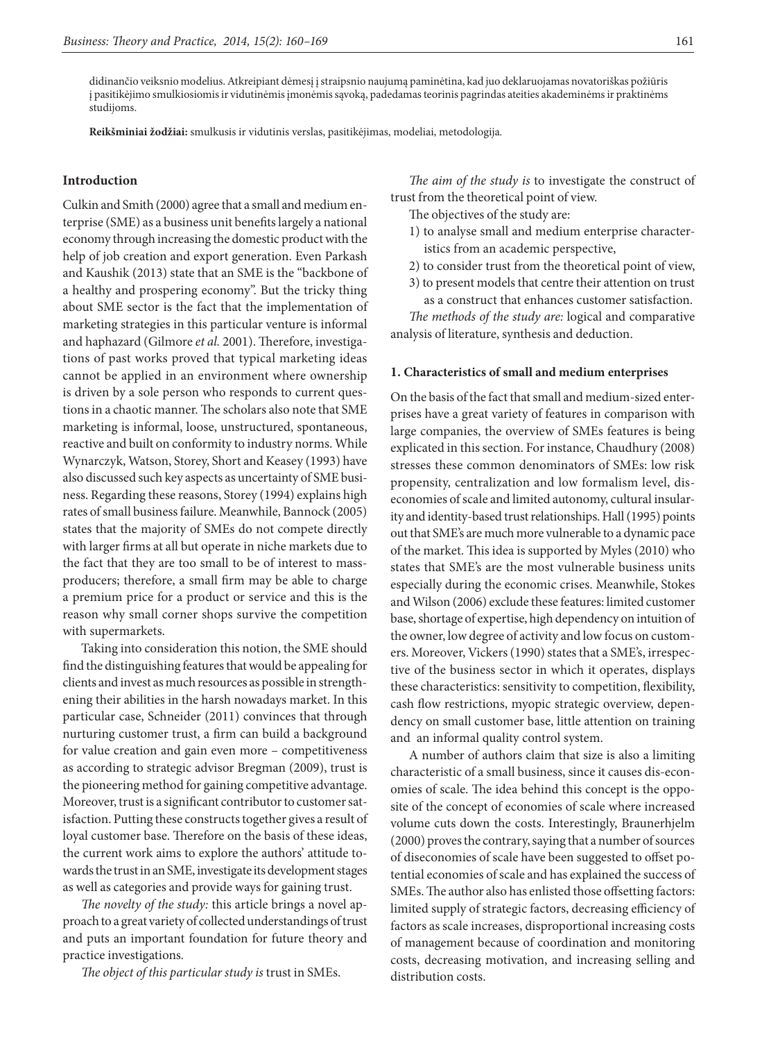didinančio veiksnio modelius. Atkreipiant dėmesį į straipsnio naujumą paminėtina, kad juo deklaruojamas novatoriškas požiūris į pasitikėjimo smulkiosiomis ir vidutinėmis įmonėmis sąvoką, padedamas teorinis pagrindas ateities akademinėms ir praktinėms studijoms.

**Reikšminiai žodžiai:** smulkusis ir vidutinis verslas, pasitikėjimas, modeliai, metodologija.

## Introduction

Culkin and Smith (2000) agree that a small and medium enterprise (SME) as a business unit benefits largely a national economy through increasing the domestic product with the help of job creation and export generation. Even Parkash and Kaushik (2013) state that an SME is the "backbone of a healthy and prospering economy". But the tricky thing about SME sector is the fact that the implementation of marketing strategies in this particular venture is informal and haphazard (Gilmore *et al.* 2001). Therefore, investigations of past works proved that typical marketing ideas cannot be applied in an environment where ownership is driven by a sole person who responds to current questions in a chaotic manner. The scholars also note that SME marketing is informal, loose, unstructured, spontaneous, reactive and built on conformity to industry norms. While Wynarczyk, Watson, Storey, Short and Keasey (1993) have also discussed such key aspects as uncertainty of SME business. Regarding these reasons, Storey (1994) explains high rates of small business failure. Meanwhile, Bannock (2005) states that the majority of SMEs do not compete directly with larger firms at all but operate in niche markets due to the fact that they are too small to be of interest to mass-producers; therefore, a small firm may be able to charge a premium price for a product or service and this is the reason why small corner shops survive the competition with supermarkets.

Taking into consideration this notion, the SME should find the distinguishing features that would be appealing for clients and invest as much resources as possible in strengthening their abilities in the harsh nowadays market. In this particular case, Schneider (2011) convinces that through nurturing customer trust, a firm can build a background for value creation and gain even more – competitiveness as according to strategic advisor Bregman (2009), trust is the pioneering method for gaining competitive advantage. Moreover, trust is a significant contributor to customer satisfaction. Putting these constructs together gives a result of loyal customer base. Therefore on the basis of these ideas, the current work aims to explore the authors' attitude towards the trust in an SME, investigate its development stages as well as categories and provide ways for gaining trust.

*The novelty of the study:* this article brings a novel approach to a great variety of collected understandings of trust and puts an important foundation for future theory and practice investigations.

*The object of this particular study is* trust in SMEs.

*The aim of the study is* to investigate the construct of trust from the theoretical point of view.

The objectives of the study are:

1) to analyse small and medium enterprise characteristics from an academic perspective,
2) to consider trust from the theoretical point of view,
3) to present models that centre their attention on trust as a construct that enhances customer satisfaction.

*The methods of the study are:* logical and comparative analysis of literature, synthesis and deduction.

## 1. Characteristics of small and medium enterprises

On the basis of the fact that small and medium-sized enterprises have a great variety of features in comparison with large companies, the overview of SMEs features is being explicated in this section. For instance, Chaudhury (2008) stresses these common denominators of SMEs: low risk propensity, centralization and low formalism level, diseconomies of scale and limited autonomy, cultural insularity and identity-based trust relationships. Hall (1995) points out that SME's are much more vulnerable to a dynamic pace of the market. This idea is supported by Myles (2010) who states that SME's are the most vulnerable business units especially during the economic crises. Meanwhile, Stokes and Wilson (2006) exclude these features: limited customer base, shortage of expertise, high dependency on intuition of the owner, low degree of activity and low focus on customers. Moreover, Vickers (1990) states that a SME's, irrespective of the business sector in which it operates, displays these characteristics: sensitivity to competition, flexibility, cash flow restrictions, myopic strategic overview, dependency on small customer base, little attention on training and an informal quality control system.

A number of authors claim that size is also a limiting characteristic of a small business, since it causes dis-economies of scale. The idea behind this concept is the opposite of the concept of economies of scale where increased volume cuts down the costs. Interestingly, Braunerhjelm (2000) proves the contrary, saying that a number of sources of diseconomies of scale have been suggested to offset potential economies of scale and has explained the success of SMEs. The author also has enlisted those offsetting factors: limited supply of strategic factors, decreasing efficiency of factors as scale increases, disproportional increasing costs of management because of coordination and monitoring costs, decreasing motivation, and increasing selling and distribution costs.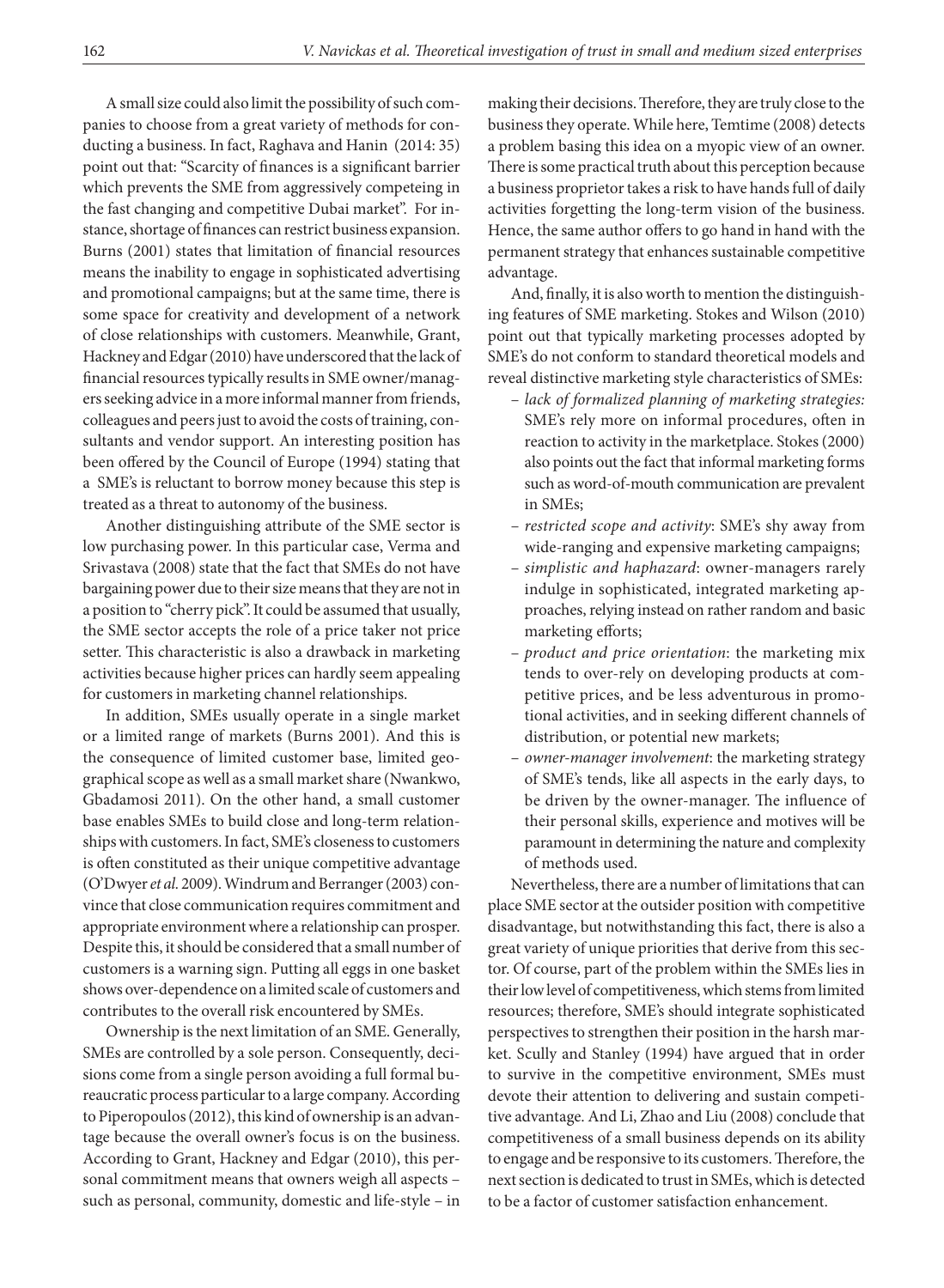A small size could also limit the possibility of such companies to choose from a great variety of methods for conducting a business. In fact, Raghava and Hanin (2014: 35) point out that: "Scarcity of finances is a significant barrier which prevents the SME from aggressively competeing in the fast changing and competitive Dubai market". For instance, shortage of finances can restrict business expansion. Burns (2001) states that limitation of financial resources means the inability to engage in sophisticated advertising and promotional campaigns; but at the same time, there is some space for creativity and development of a network of close relationships with customers. Meanwhile, Grant, Hackney and Edgar (2010) have underscored that the lack of financial resources typically results in SME owner/managers seeking advice in a more informal manner from friends, colleagues and peers just to avoid the costs of training, consultants and vendor support. An interesting position has been offered by the Council of Europe (1994) stating that a SME's is reluctant to borrow money because this step is treated as a threat to autonomy of the business.

Another distinguishing attribute of the SME sector is low purchasing power. In this particular case, Verma and Srivastava (2008) state that the fact that SMEs do not have bargaining power due to their size means that they are not in a position to "cherry pick". It could be assumed that usually, the SME sector accepts the role of a price taker not price setter. This characteristic is also a drawback in marketing activities because higher prices can hardly seem appealing for customers in marketing channel relationships.

In addition, SMEs usually operate in a single market or a limited range of markets (Burns 2001). And this is the consequence of limited customer base, limited geographical scope as well as a small market share (Nwankwo, Gbadamosi 2011). On the other hand, a small customer base enables SMEs to build close and long-term relationships with customers. In fact, SME's closeness to customers is often constituted as their unique competitive advantage (O'Dwyer *et al.* 2009). Windrum and Berranger (2003) convince that close communication requires commitment and appropriate environment where a relationship can prosper. Despite this, it should be considered that a small number of customers is a warning sign. Putting all eggs in one basket shows over-dependence on a limited scale of customers and contributes to the overall risk encountered by SMEs.

Ownership is the next limitation of an SME. Generally, SMEs are controlled by a sole person. Consequently, decisions come from a single person avoiding a full formal bureaucratic process particular to a large company. According to Piperopoulos (2012), this kind of ownership is an advantage because the overall owner's focus is on the business. According to Grant, Hackney and Edgar (2010), this personal commitment means that owners weigh all aspects – such as personal, community, domestic and life-style – in making their decisions. Therefore, they are truly close to the business they operate. While here, Temtime (2008) detects a problem basing this idea on a myopic view of an owner. There is some practical truth about this perception because a business proprietor takes a risk to have hands full of daily activities forgetting the long-term vision of the business. Hence, the same author offers to go hand in hand with the permanent strategy that enhances sustainable competitive advantage.

And, finally, it is also worth to mention the distinguishing features of SME marketing. Stokes and Wilson (2010) point out that typically marketing processes adopted by SME's do not conform to standard theoretical models and reveal distinctive marketing style characteristics of SMEs:

- *lack of formalized planning of marketing strategies:* SME's rely more on informal procedures, often in reaction to activity in the marketplace. Stokes (2000) also points out the fact that informal marketing forms such as word-of-mouth communication are prevalent in SMEs;
- *restricted scope and activity*: SME's shy away from wide-ranging and expensive marketing campaigns;
- *simplistic and haphazard*: owner-managers rarely indulge in sophisticated, integrated marketing approaches, relying instead on rather random and basic marketing efforts;
- *product and price orientation*: the marketing mix tends to over-rely on developing products at competitive prices, and be less adventurous in promotional activities, and in seeking different channels of distribution, or potential new markets;
- *owner-manager involvement*: the marketing strategy of SME's tends, like all aspects in the early days, to be driven by the owner-manager. The influence of their personal skills, experience and motives will be paramount in determining the nature and complexity of methods used.

Nevertheless, there are a number of limitations that can place SME sector at the outsider position with competitive disadvantage, but notwithstanding this fact, there is also a great variety of unique priorities that derive from this sector. Of course, part of the problem within the SMEs lies in their low level of competitiveness, which stems from limited resources; therefore, SME's should integrate sophisticated perspectives to strengthen their position in the harsh market. Scully and Stanley (1994) have argued that in order to survive in the competitive environment, SMEs must devote their attention to delivering and sustain competitive advantage. And Li, Zhao and Liu (2008) conclude that competitiveness of a small business depends on its ability to engage and be responsive to its customers. Therefore, the next section is dedicated to trust in SMEs, which is detected to be a factor of customer satisfaction enhancement.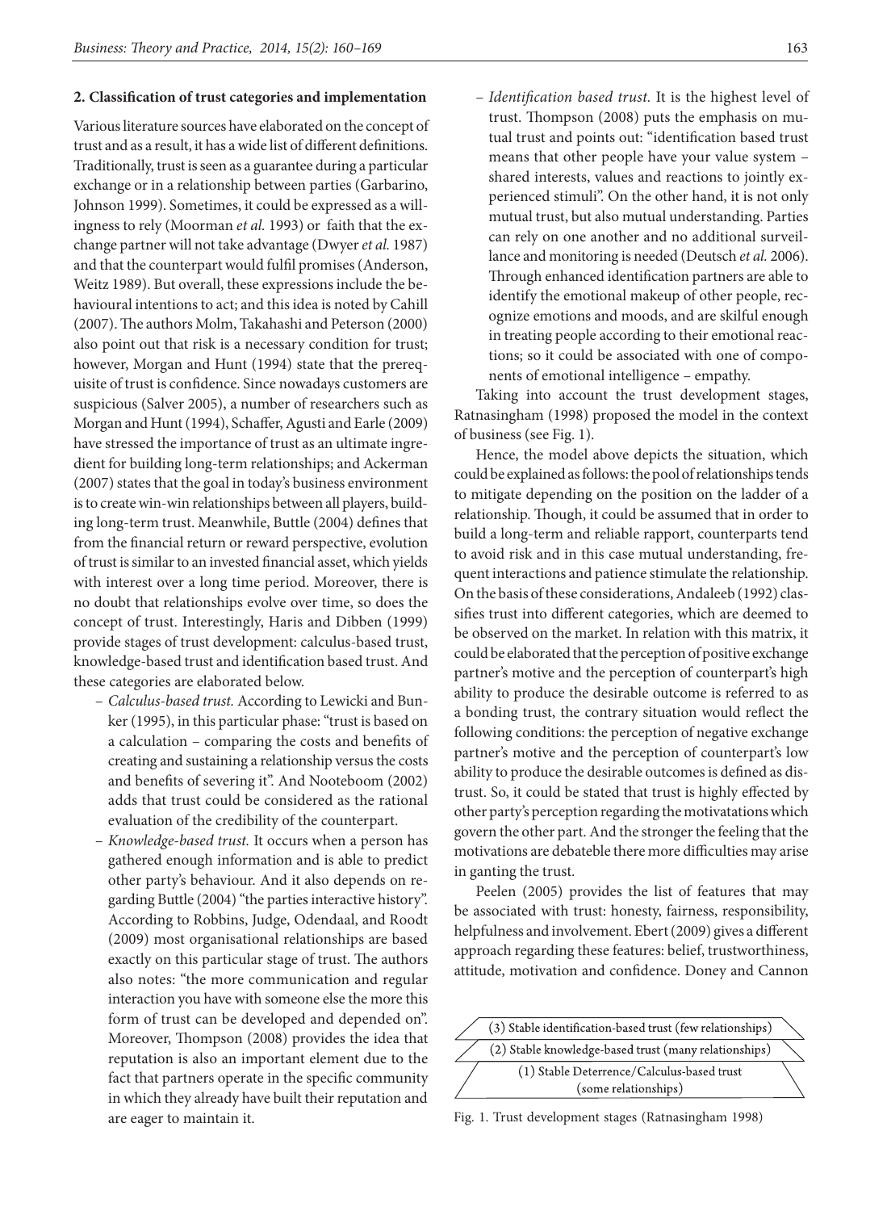## 2. Classification of trust categories and implementation

Various literature sources have elaborated on the concept of trust and as a result, it has a wide list of different definitions. Traditionally, trust is seen as a guarantee during a particular exchange or in a relationship between parties (Garbarino, Johnson 1999). Sometimes, it could be expressed as a willingness to rely (Moorman *et al.* 1993) or faith that the exchange partner will not take advantage (Dwyer *et al.* 1987) and that the counterpart would fulfil promises (Anderson, Weitz 1989). But overall, these expressions include the behavioural intentions to act; and this idea is noted by Cahill (2007). The authors Molm, Takahashi and Peterson (2000) also point out that risk is a necessary condition for trust; however, Morgan and Hunt (1994) state that the prerequisite of trust is confidence. Since nowadays customers are suspicious (Salver 2005), a number of researchers such as Morgan and Hunt (1994), Schaffer, Agusti and Earle (2009) have stressed the importance of trust as an ultimate ingredient for building long-term relationships; and Ackerman (2007) states that the goal in today's business environment is to create win-win relationships between all players, building long-term trust. Meanwhile, Buttle (2004) defines that from the financial return or reward perspective, evolution of trust is similar to an invested financial asset, which yields with interest over a long time period. Moreover, there is no doubt that relationships evolve over time, so does the concept of trust. Interestingly, Haris and Dibben (1999) provide stages of trust development: calculus-based trust, knowledge-based trust and identification based trust. And these categories are elaborated below.

- *Calculus-based trust.* According to Lewicki and Bunker (1995), in this particular phase: "trust is based on a calculation – comparing the costs and benefits of creating and sustaining a relationship versus the costs and benefits of severing it". And Nooteboom (2002) adds that trust could be considered as the rational evaluation of the credibility of the counterpart.
- *Knowledge-based trust.* It occurs when a person has gathered enough information and is able to predict other party's behaviour. And it also depends on regarding Buttle (2004) "the parties interactive history". According to Robbins, Judge, Odendaal, and Roodt (2009) most organisational relationships are based exactly on this particular stage of trust. The authors also notes: "the more communication and regular interaction you have with someone else the more this form of trust can be developed and depended on". Moreover, Thompson (2008) provides the idea that reputation is also an important element due to the fact that partners operate in the specific community in which they already have built their reputation and are eager to maintain it.
- *Identification based trust.* It is the highest level of trust. Thompson (2008) puts the emphasis on mutual trust and points out: "identification based trust means that other people have your value system – shared interests, values and reactions to jointly experienced stimuli". On the other hand, it is not only mutual trust, but also mutual understanding. Parties can rely on one another and no additional surveillance and monitoring is needed (Deutsch *et al.* 2006). Through enhanced identification partners are able to identify the emotional makeup of other people, recognize emotions and moods, and are skilful enough in treating people according to their emotional reactions; so it could be associated with one of components of emotional intelligence – empathy.

Taking into account the trust development stages, Ratnasingham (1998) proposed the model in the context of business (see Fig. 1).

Hence, the model above depicts the situation, which could be explained as follows: the pool of relationships tends to mitigate depending on the position on the ladder of a relationship. Though, it could be assumed that in order to build a long-term and reliable rapport, counterparts tend to avoid risk and in this case mutual understanding, frequent interactions and patience stimulate the relationship. On the basis of these considerations, Andaleeb (1992) classifies trust into different categories, which are deemed to be observed on the market. In relation with this matrix, it could be elaborated that the perception of positive exchange partner's motive and the perception of counterpart's high ability to produce the desirable outcome is referred to as a bonding trust, the contrary situation would reflect the following conditions: the perception of negative exchange partner's motive and the perception of counterpart's low ability to produce the desirable outcomes is defined as distrust. So, it could be stated that trust is highly effected by other party's perception regarding the motivatations which govern the other part. And the stronger the feeling that the motivations are debateble there more difficulties may arise in ganting the trust.

Peelen (2005) provides the list of features that may be associated with trust: honesty, fairness, responsibility, helpfulness and involvement. Ebert (2009) gives a different approach regarding these features: belief, trustworthiness, attitude, motivation and confidence. Doney and Cannon

(3) Stable identification-based trust (few relationships)

(2) Stable knowledge-based trust (many relationships)

(1) Stable Deterrence/Calculus-based trust (some relationships)

Fig. 1. Trust development stages (Ratnasingham 1998)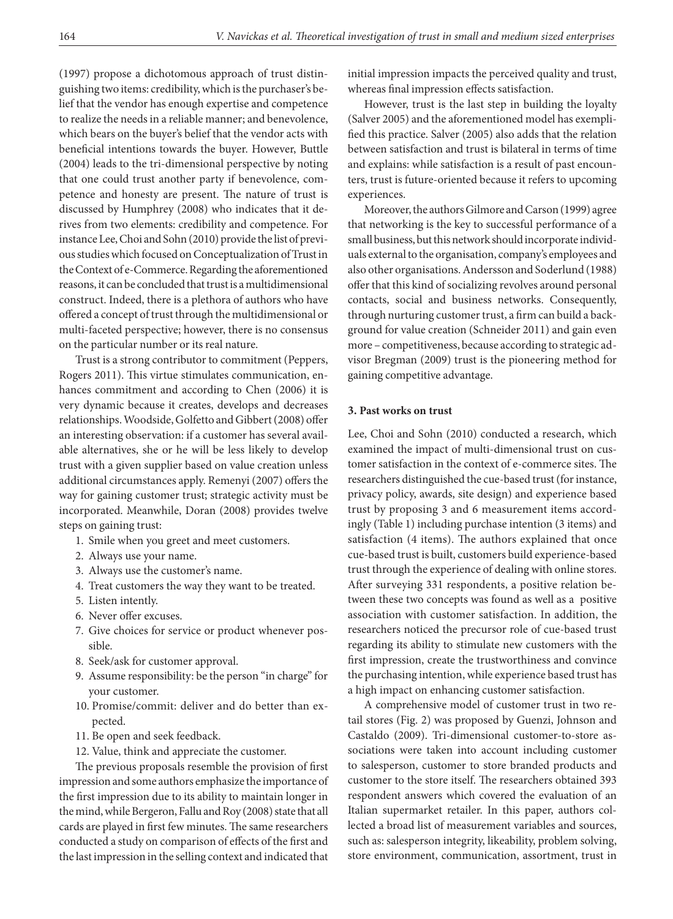(1997) propose a dichotomous approach of trust distinguishing two items: credibility, which is the purchaser's belief that the vendor has enough expertise and competence to realize the needs in a reliable manner; and benevolence, which bears on the buyer's belief that the vendor acts with beneficial intentions towards the buyer. However, Buttle (2004) leads to the tri-dimensional perspective by noting that one could trust another party if benevolence, competence and honesty are present. The nature of trust is discussed by Humphrey (2008) who indicates that it derives from two elements: credibility and competence. For instance Lee, Choi and Sohn (2010) provide the list of previous studies which focused on Conceptualization of Trust in the Context of e-Commerce. Regarding the aforementioned reasons, it can be concluded that trust is a multidimensional construct. Indeed, there is a plethora of authors who have offered a concept of trust through the multidimensional or multi-faceted perspective; however, there is no consensus on the particular number or its real nature.

Trust is a strong contributor to commitment (Peppers, Rogers 2011). This virtue stimulates communication, enhances commitment and according to Chen (2006) it is very dynamic because it creates, develops and decreases relationships. Woodside, Golfetto and Gibbert (2008) offer an interesting observation: if a customer has several available alternatives, she or he will be less likely to develop trust with a given supplier based on value creation unless additional circumstances apply. Remenyi (2007) offers the way for gaining customer trust; strategic activity must be incorporated. Meanwhile, Doran (2008) provides twelve steps on gaining trust:

1. Smile when you greet and meet customers.
2. Always use your name.
3. Always use the customer's name.
4. Treat customers the way they want to be treated.
5. Listen intently.
6. Never offer excuses.
7. Give choices for service or product whenever possible.
8. Seek/ask for customer approval.
9. Assume responsibility: be the person "in charge" for your customer.
10. Promise/commit: deliver and do better than expected.
11. Be open and seek feedback.
12. Value, think and appreciate the customer.

The previous proposals resemble the provision of first impression and some authors emphasize the importance of the first impression due to its ability to maintain longer in the mind, while Bergeron, Fallu and Roy (2008) state that all cards are played in first few minutes. The same researchers conducted a study on comparison of effects of the first and the last impression in the selling context and indicated that initial impression impacts the perceived quality and trust, whereas final impression effects satisfaction.

However, trust is the last step in building the loyalty (Salver 2005) and the aforementioned model has exemplified this practice. Salver (2005) also adds that the relation between satisfaction and trust is bilateral in terms of time and explains: while satisfaction is a result of past encounters, trust is future-oriented because it refers to upcoming experiences.

Moreover, the authors Gilmore and Carson (1999) agree that networking is the key to successful performance of a small business, but this network should incorporate individuals external to the organisation, company's employees and also other organisations. Andersson and Soderlund (1988) offer that this kind of socializing revolves around personal contacts, social and business networks. Consequently, through nurturing customer trust, a firm can build a background for value creation (Schneider 2011) and gain even more – competitiveness, because according to strategic advisor Bregman (2009) trust is the pioneering method for gaining competitive advantage.

### 3. Past works on trust

Lee, Choi and Sohn (2010) conducted a research, which examined the impact of multi-dimensional trust on customer satisfaction in the context of e-commerce sites. The researchers distinguished the cue-based trust (for instance, privacy policy, awards, site design) and experience based trust by proposing 3 and 6 measurement items accordingly (Table 1) including purchase intention (3 items) and satisfaction (4 items). The authors explained that once cue-based trust is built, customers build experience-based trust through the experience of dealing with online stores. After surveying 331 respondents, a positive relation between these two concepts was found as well as a positive association with customer satisfaction. In addition, the researchers noticed the precursor role of cue-based trust regarding its ability to stimulate new customers with the first impression, create the trustworthiness and convince the purchasing intention, while experience based trust has a high impact on enhancing customer satisfaction.

A comprehensive model of customer trust in two retail stores (Fig. 2) was proposed by Guenzi, Johnson and Castaldo (2009). Tri-dimensional customer-to-store associations were taken into account including customer to salesperson, customer to store branded products and customer to the store itself. The researchers obtained 393 respondent answers which covered the evaluation of an Italian supermarket retailer. In this paper, authors collected a broad list of measurement variables and sources, such as: salesperson integrity, likeability, problem solving, store environment, communication, assortment, trust in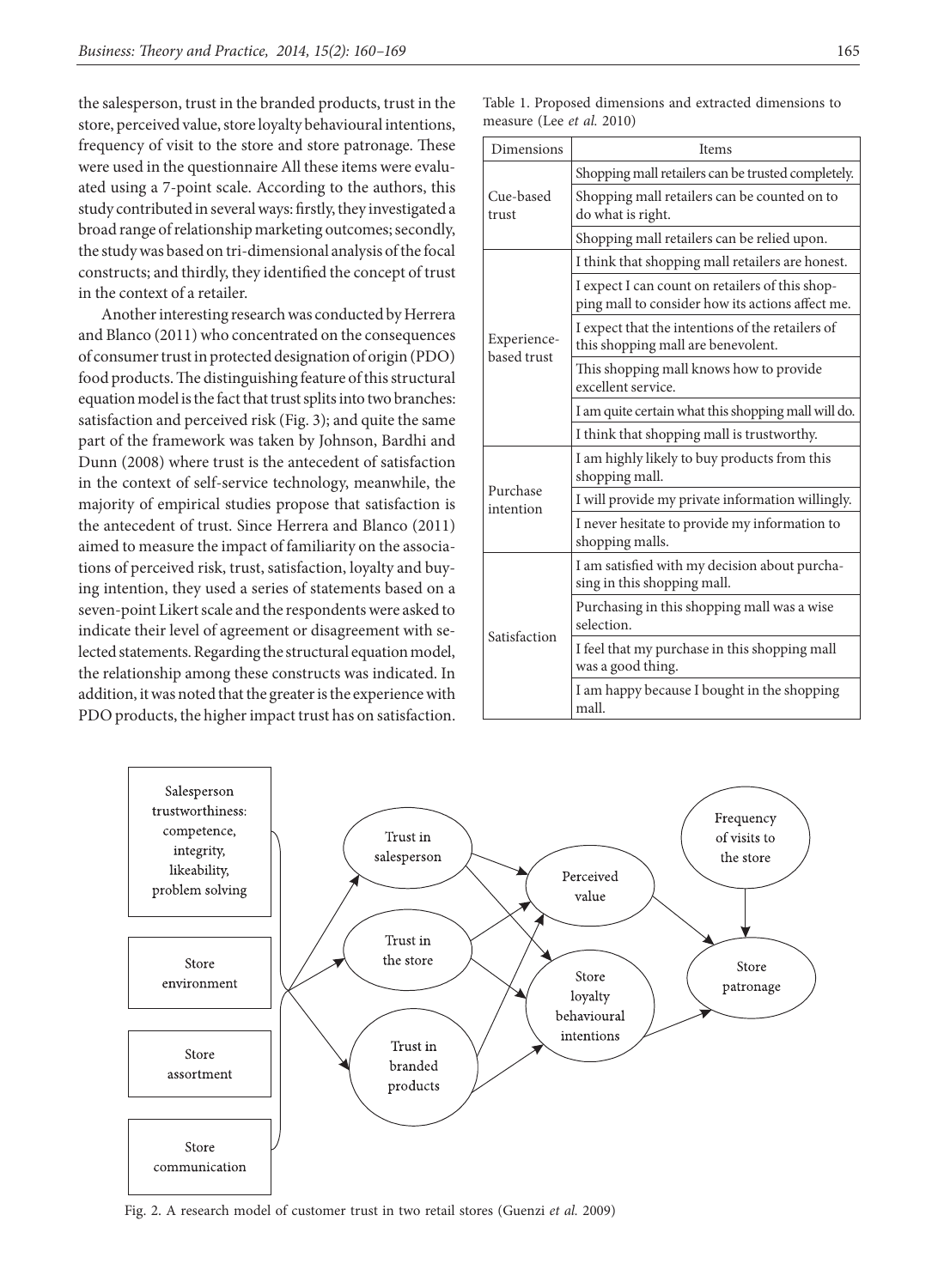the salesperson, trust in the branded products, trust in the store, perceived value, store loyalty behavioural intentions, frequency of visit to the store and store patronage. These were used in the questionnaire All these items were evaluated using a 7-point scale. According to the authors, this study contributed in several ways: firstly, they investigated a broad range of relationship marketing outcomes; secondly, the study was based on tri-dimensional analysis of the focal constructs; and thirdly, they identified the concept of trust in the context of a retailer.

Another interesting research was conducted by Herrera and Blanco (2011) who concentrated on the consequences of consumer trust in protected designation of origin (PDO) food products. The distinguishing feature of this structural equation model is the fact that trust splits into two branches: satisfaction and perceived risk (Fig. 3); and quite the same part of the framework was taken by Johnson, Bardhi and Dunn (2008) where trust is the antecedent of satisfaction in the context of self-service technology, meanwhile, the majority of empirical studies propose that satisfaction is the antecedent of trust. Since Herrera and Blanco (2011) aimed to measure the impact of familiarity on the associations of perceived risk, trust, satisfaction, loyalty and buying intention, they used a series of statements based on a seven-point Likert scale and the respondents were asked to indicate their level of agreement or disagreement with selected statements. Regarding the structural equation model, the relationship among these constructs was indicated. In addition, it was noted that the greater is the experience with PDO products, the higher impact trust has on satisfaction.

Table 1. Proposed dimensions and extracted dimensions to measure (Lee *et al.* 2010)

| Dimensions | Items |
|---|---|
| Cue-based trust | Shopping mall retailers can be trusted completely. |
| | Shopping mall retailers can be counted on to do what is right. |
| | Shopping mall retailers can be relied upon. |
| Experience-based trust | I think that shopping mall retailers are honest. |
| | I expect I can count on retailers of this shopping mall to consider how its actions affect me. |
| | I expect that the intentions of the retailers of this shopping mall are benevolent. |
| | This shopping mall knows how to provide excellent service. |
| | I am quite certain what this shopping mall will do. |
| | I think that shopping mall is trustworthy. |
| Purchase intention | I am highly likely to buy products from this shopping mall. |
| | I will provide my private information willingly. |
| | I never hesitate to provide my information to shopping malls. |
| Satisfaction | I am satisfied with my decision about purchasing in this shopping mall. |
| | Purchasing in this shopping mall was a wise selection. |
| | I feel that my purchase in this shopping mall was a good thing. |
| | I am happy because I bought in the shopping mall. |

Fig. 2. A research model of customer trust in two retail stores (Guenzi *et al.* 2009)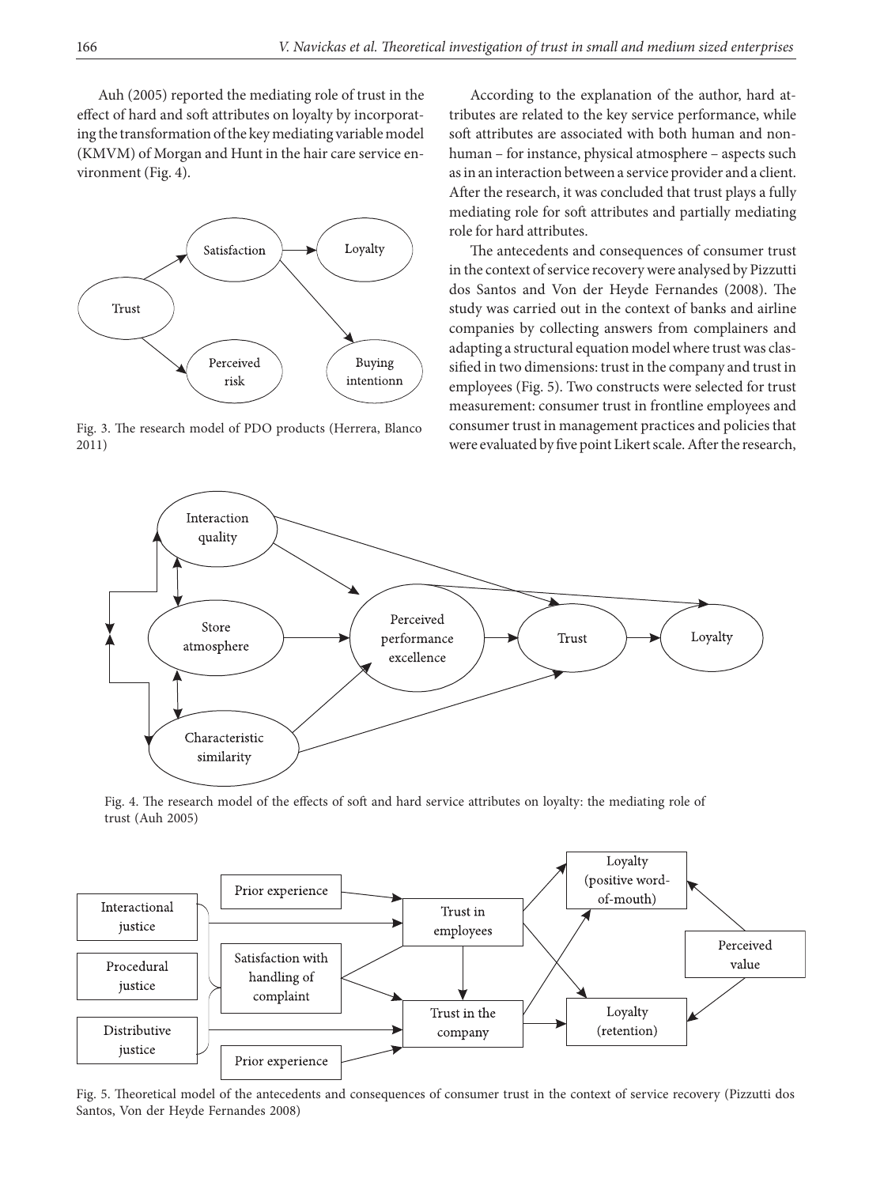Auh (2005) reported the mediating role of trust in the effect of hard and soft attributes on loyalty by incorporating the transformation of the key mediating variable model (KMVM) of Morgan and Hunt in the hair care service environment (Fig. 4).

Fig. 3. The research model of PDO products (Herrera, Blanco 2011)

According to the explanation of the author, hard attributes are related to the key service performance, while soft attributes are associated with both human and non-human – for instance, physical atmosphere – aspects such as in an interaction between a service provider and a client. After the research, it was concluded that trust plays a fully mediating role for soft attributes and partially mediating role for hard attributes.

The antecedents and consequences of consumer trust in the context of service recovery were analysed by Pizzutti dos Santos and Von der Heyde Fernandes (2008). The study was carried out in the context of banks and airline companies by collecting answers from complainers and adapting a structural equation model where trust was classified in two dimensions: trust in the company and trust in employees (Fig. 5). Two constructs were selected for trust measurement: consumer trust in frontline employees and consumer trust in management practices and policies that were evaluated by five point Likert scale. After the research,

Fig. 4. The research model of the effects of soft and hard service attributes on loyalty: the mediating role of trust (Auh 2005)

Fig. 5. Theoretical model of the antecedents and consequences of consumer trust in the context of service recovery (Pizzutti dos Santos, Von der Heyde Fernandes 2008)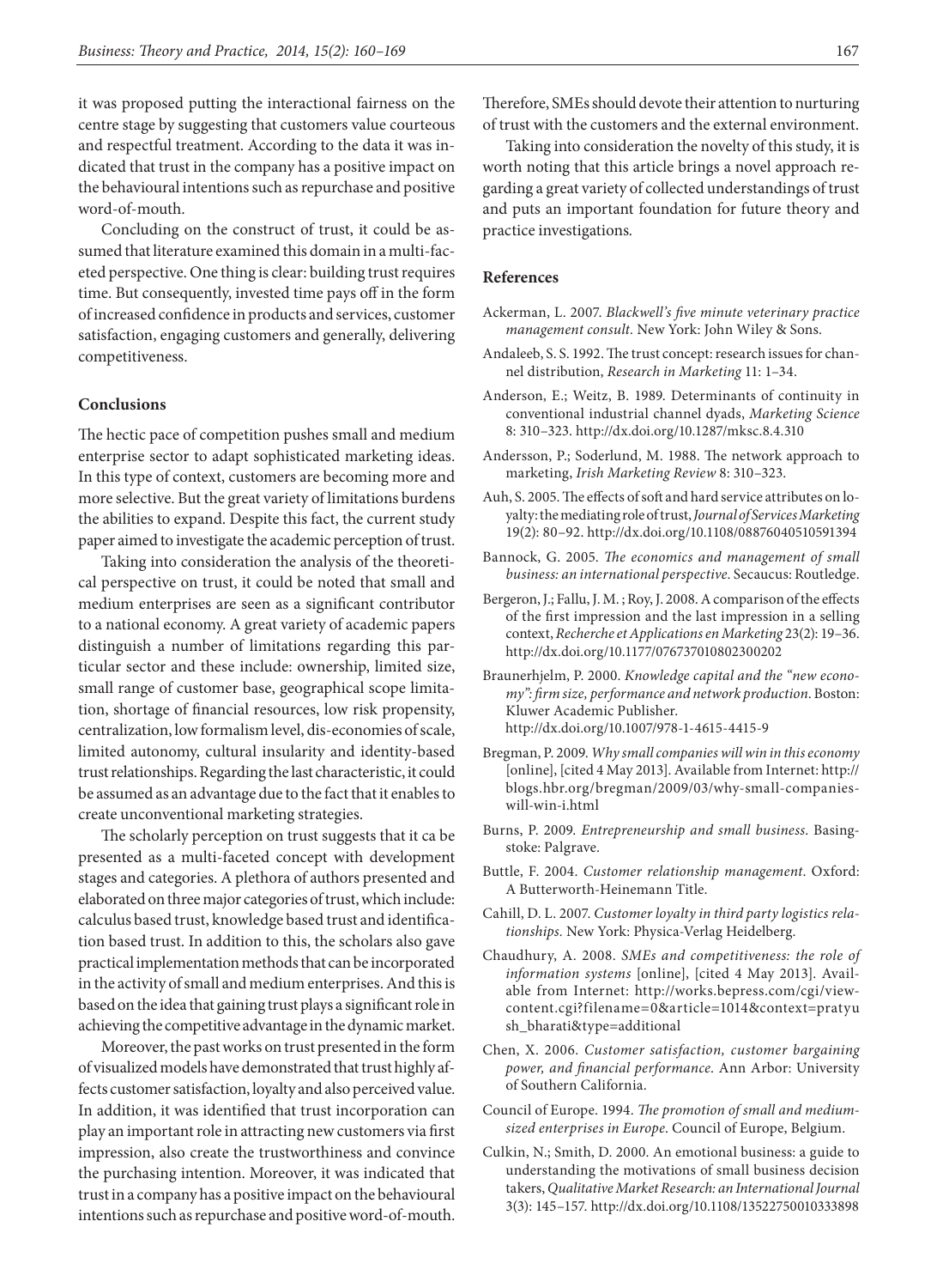it was proposed putting the interactional fairness on the centre stage by suggesting that customers value courteous and respectful treatment. According to the data it was indicated that trust in the company has a positive impact on the behavioural intentions such as repurchase and positive word-of-mouth.

Concluding on the construct of trust, it could be assumed that literature examined this domain in a multi-faceted perspective. One thing is clear: building trust requires time. But consequently, invested time pays off in the form of increased confidence in products and services, customer satisfaction, engaging customers and generally, delivering competitiveness.

## Conclusions

The hectic pace of competition pushes small and medium enterprise sector to adapt sophisticated marketing ideas. In this type of context, customers are becoming more and more selective. But the great variety of limitations burdens the abilities to expand. Despite this fact, the current study paper aimed to investigate the academic perception of trust.

Taking into consideration the analysis of the theoretical perspective on trust, it could be noted that small and medium enterprises are seen as a significant contributor to a national economy. A great variety of academic papers distinguish a number of limitations regarding this particular sector and these include: ownership, limited size, small range of customer base, geographical scope limitation, shortage of financial resources, low risk propensity, centralization, low formalism level, dis-economies of scale, limited autonomy, cultural insularity and identity-based trust relationships. Regarding the last characteristic, it could be assumed as an advantage due to the fact that it enables to create unconventional marketing strategies.

The scholarly perception on trust suggests that it ca be presented as a multi-faceted concept with development stages and categories. A plethora of authors presented and elaborated on three major categories of trust, which include: calculus based trust, knowledge based trust and identification based trust. In addition to this, the scholars also gave practical implementation methods that can be incorporated in the activity of small and medium enterprises. And this is based on the idea that gaining trust plays a significant role in achieving the competitive advantage in the dynamic market.

Moreover, the past works on trust presented in the form of visualized models have demonstrated that trust highly affects customer satisfaction, loyalty and also perceived value. In addition, it was identified that trust incorporation can play an important role in attracting new customers via first impression, also create the trustworthiness and convince the purchasing intention. Moreover, it was indicated that trust in a company has a positive impact on the behavioural intentions such as repurchase and positive word-of-mouth. Therefore, SMEs should devote their attention to nurturing of trust with the customers and the external environment.

Taking into consideration the novelty of this study, it is worth noting that this article brings a novel approach regarding a great variety of collected understandings of trust and puts an important foundation for future theory and practice investigations.

## References

Ackerman, L. 2007. *Blackwell's five minute veterinary practice management consult*. New York: John Wiley & Sons.

Andaleeb, S. S. 1992. The trust concept: research issues for channel distribution, *Research in Marketing* 11: 1–34.

Anderson, E.; Weitz, B. 1989. Determinants of continuity in conventional industrial channel dyads, *Marketing Science* 8: 310–323. http://dx.doi.org/10.1287/mksc.8.4.310

Andersson, P.; Soderlund, M. 1988. The network approach to marketing, *Irish Marketing Review* 8: 310–323.

Auh, S. 2005. The effects of soft and hard service attributes on loyalty: the mediating role of trust, *Journal of Services Marketing* 19(2): 80–92. http://dx.doi.org/10.1108/08876040510591394

Bannock, G. 2005. *The economics and management of small business: an international perspective*. Secaucus: Routledge.

Bergeron, J.; Fallu, J. M. ; Roy, J. 2008. A comparison of the effects of the first impression and the last impression in a selling context, *Recherche et Applications en Marketing* 23(2): 19–36. http://dx.doi.org/10.1177/076737010802300202

Braunerhjelm, P. 2000. *Knowledge capital and the "new economy": firm size, performance and network production*. Boston: Kluwer Academic Publisher. http://dx.doi.org/10.1007/978-1-4615-4415-9

Bregman, P. 2009. *Why small companies will win in this economy* [online], [cited 4 May 2013]. Available from Internet: http://blogs.hbr.org/bregman/2009/03/why-small-companies-will-win-i.html

Burns, P. 2009. *Entrepreneurship and small business*. Basingstoke: Palgrave.

Buttle, F. 2004. *Customer relationship management*. Oxford: A Butterworth-Heinemann Title.

Cahill, D. L. 2007. *Customer loyalty in third party logistics relationships*. New York: Physica-Verlag Heidelberg.

Chaudhury, A. 2008. *SMEs and competitiveness: the role of information systems* [online], [cited 4 May 2013]. Available from Internet: http://works.bepress.com/cgi/viewcontent.cgi?filename=0&article=1014&context=pratyush_bharati&type=additional

Chen, X. 2006. *Customer satisfaction, customer bargaining power, and financial performance*. Ann Arbor: University of Southern California.

Council of Europe. 1994. *The promotion of small and medium-sized enterprises in Europe*. Council of Europe, Belgium.

Culkin, N.; Smith, D. 2000. An emotional business: a guide to understanding the motivations of small business decision takers, *Qualitative Market Research: an International Journal* 3(3): 145–157. http://dx.doi.org/10.1108/13522750010333898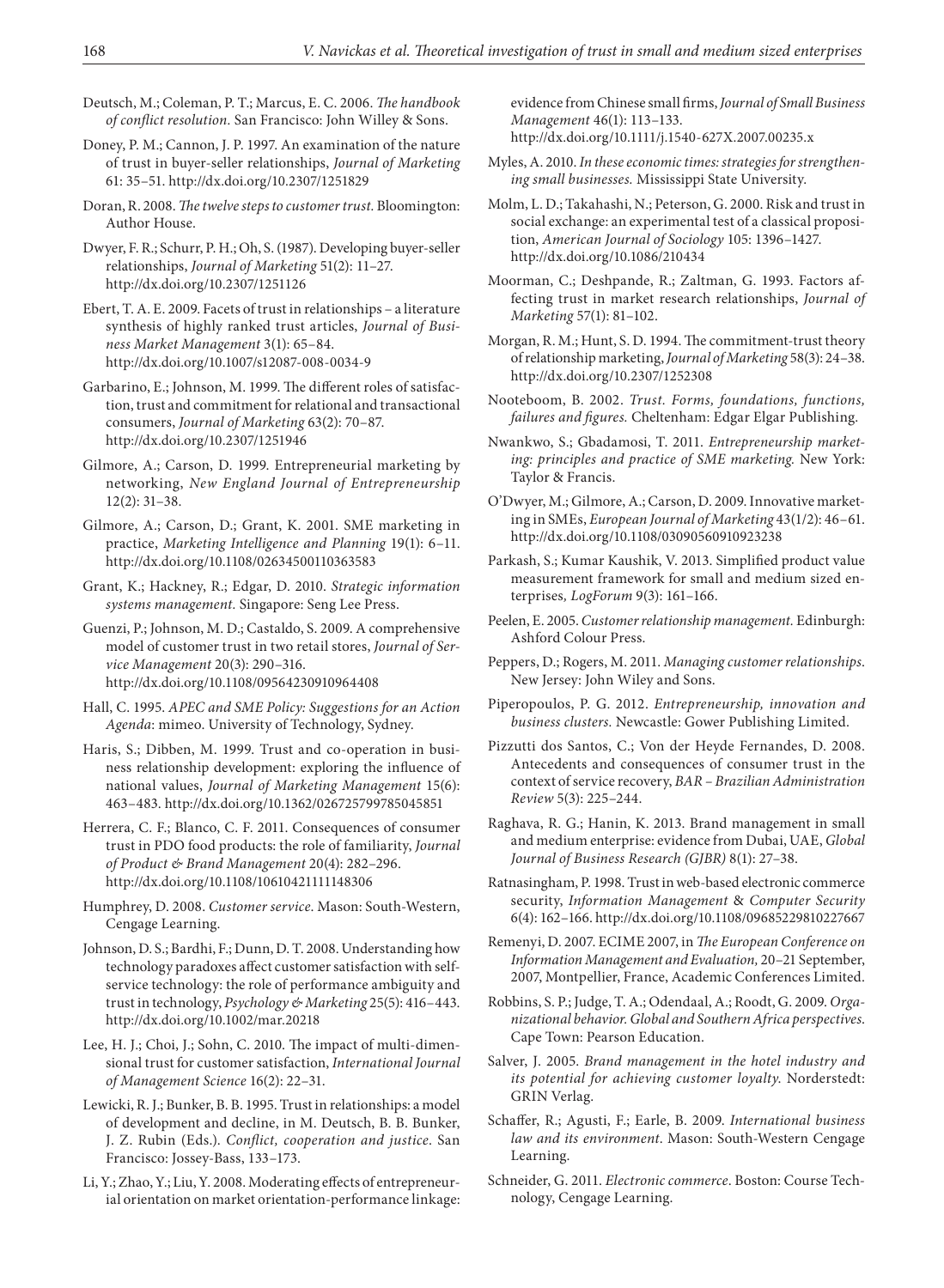Deutsch, M.; Coleman, P. T.; Marcus, E. C. 2006. *The handbook of conflict resolution.* San Francisco: John Willey & Sons.

Doney, P. M.; Cannon, J. P. 1997. An examination of the nature of trust in buyer-seller relationships, *Journal of Marketing* 61: 35–51. http://dx.doi.org/10.2307/1251829

Doran, R. 2008. *The twelve steps to customer trust.* Bloomington: Author House.

Dwyer, F. R.; Schurr, P. H.; Oh, S. (1987). Developing buyer-seller relationships, *Journal of Marketing* 51(2): 11–27. http://dx.doi.org/10.2307/1251126

Ebert, T. A. E. 2009. Facets of trust in relationships – a literature synthesis of highly ranked trust articles, *Journal of Business Market Management* 3(1): 65–84. http://dx.doi.org/10.1007/s12087-008-0034-9

Garbarino, E.; Johnson, M. 1999. The different roles of satisfaction, trust and commitment for relational and transactional consumers, *Journal of Marketing* 63(2): 70–87. http://dx.doi.org/10.2307/1251946

Gilmore, A.; Carson, D. 1999. Entrepreneurial marketing by networking, *New England Journal of Entrepreneurship* 12(2): 31–38.

Gilmore, A.; Carson, D.; Grant, K. 2001. SME marketing in practice, *Marketing Intelligence and Planning* 19(1): 6–11. http://dx.doi.org/10.1108/02634500110363583

Grant, K.; Hackney, R.; Edgar, D. 2010. *Strategic information systems management.* Singapore: Seng Lee Press.

Guenzi, P.; Johnson, M. D.; Castaldo, S. 2009. A comprehensive model of customer trust in two retail stores, *Journal of Service Management* 20(3): 290–316. http://dx.doi.org/10.1108/09564230910964408

Hall, C. 1995. *APEC and SME Policy: Suggestions for an Action Agenda*: mimeo. University of Technology, Sydney.

Haris, S.; Dibben, M. 1999. Trust and co-operation in business relationship development: exploring the influence of national values, *Journal of Marketing Management* 15(6): 463–483. http://dx.doi.org/10.1362/026725799785045851

Herrera, C. F.; Blanco, C. F. 2011. Consequences of consumer trust in PDO food products: the role of familiarity, *Journal of Product & Brand Management* 20(4): 282–296. http://dx.doi.org/10.1108/10610421111148306

Humphrey, D. 2008. *Customer service.* Mason: South-Western, Cengage Learning.

Johnson, D. S.; Bardhi, F.; Dunn, D. T. 2008. Understanding how technology paradoxes affect customer satisfaction with self-service technology: the role of performance ambiguity and trust in technology, *Psychology & Marketing* 25(5): 416–443. http://dx.doi.org/10.1002/mar.20218

Lee, H. J.; Choi, J.; Sohn, C. 2010. The impact of multi-dimensional trust for customer satisfaction, *International Journal of Management Science* 16(2): 22–31.

Lewicki, R. J.; Bunker, B. B. 1995. Trust in relationships: a model of development and decline, in M. Deutsch, B. B. Bunker, J. Z. Rubin (Eds.). *Conflict, cooperation and justice*. San Francisco: Jossey-Bass, 133–173.

Li, Y.; Zhao, Y.; Liu, Y. 2008. Moderating effects of entrepreneurial orientation on market orientation-performance linkage: evidence from Chinese small firms, *Journal of Small Business Management* 46(1): 113–133. http://dx.doi.org/10.1111/j.1540-627X.2007.00235.x

Myles, A. 2010. *In these economic times: strategies for strengthening small businesses.* Mississippi State University.

Molm, L. D.; Takahashi, N.; Peterson, G. 2000. Risk and trust in social exchange: an experimental test of a classical proposition, *American Journal of Sociology* 105: 1396–1427. http://dx.doi.org/10.1086/210434

Moorman, C.; Deshpande, R.; Zaltman, G. 1993. Factors affecting trust in market research relationships, *Journal of Marketing* 57(1): 81–102.

Morgan, R. M.; Hunt, S. D. 1994. The commitment-trust theory of relationship marketing, *Journal of Marketing* 58(3): 24–38. http://dx.doi.org/10.2307/1252308

Nooteboom, B. 2002. *Trust. Forms, foundations, functions, failures and figures.* Cheltenham: Edgar Elgar Publishing.

Nwankwo, S.; Gbadamosi, T. 2011. *Entrepreneurship marketing: principles and practice of SME marketing.* New York: Taylor & Francis.

O'Dwyer, M.; Gilmore, A.; Carson, D. 2009. Innovative marketing in SMEs, *European Journal of Marketing* 43(1/2): 46–61. http://dx.doi.org/10.1108/03090560910923238

Parkash, S.; Kumar Kaushik, V. 2013. Simplified product value measurement framework for small and medium sized enterprises*, LogForum* 9(3): 161–166.

Peelen, E. 2005. *Customer relationship management.* Edinburgh: Ashford Colour Press.

Peppers, D.; Rogers, M. 2011. *Managing customer relationships*. New Jersey: John Wiley and Sons.

Piperopoulos, P. G. 2012. *Entrepreneurship, innovation and business clusters.* Newcastle: Gower Publishing Limited.

Pizzutti dos Santos, C.; Von der Heyde Fernandes, D. 2008. Antecedents and consequences of consumer trust in the context of service recovery, *BAR – Brazilian Administration Review* 5(3): 225–244.

Raghava, R. G.; Hanin, K. 2013. Brand management in small and medium enterprise: evidence from Dubai, UAE, *Global Journal of Business Research (GJBR)* 8(1): 27–38.

Ratnasingham, P. 1998. Trust in web-based electronic commerce security, *Information Management* & *Computer Security* 6(4): 162–166. http://dx.doi.org/10.1108/09685229810227667

Remenyi, D. 2007. ECIME 2007, in *The European Conference on Information Management and Evaluation,* 20–21 September, 2007, Montpellier, France, Academic Conferences Limited.

Robbins, S. P.; Judge, T. A.; Odendaal, A.; Roodt, G. 2009. *Organizational behavior. Global and Southern Africa perspectives.* Cape Town: Pearson Education.

Salver, J. 2005. *Brand management in the hotel industry and its potential for achieving customer loyalty.* Norderstedt: GRIN Verlag.

Schaffer, R.; Agusti, F.; Earle, B. 2009. *International business law and its environment*. Mason: South-Western Cengage Learning.

Schneider, G. 2011. *Electronic commerce*. Boston: Course Technology, Cengage Learning.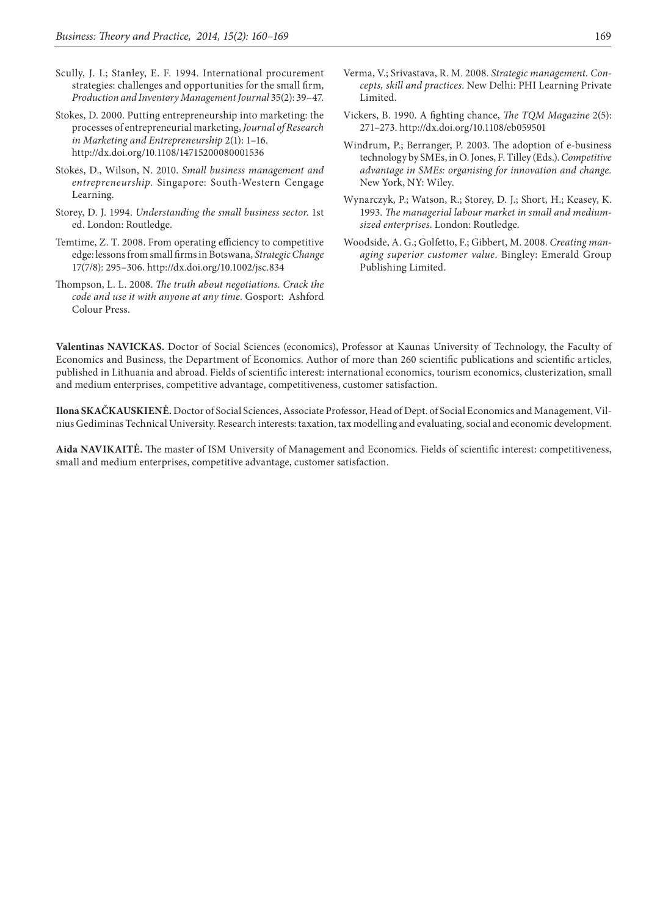Scully, J. I.; Stanley, E. F. 1994. International procurement strategies: challenges and opportunities for the small firm, *Production and Inventory Management Journal* 35(2): 39–47.

Stokes, D. 2000. Putting entrepreneurship into marketing: the processes of entrepreneurial marketing, *Journal of Research in Marketing and Entrepreneurship* 2(1): 1–16. http://dx.doi.org/10.1108/14715200080001536

Stokes, D., Wilson, N. 2010. *Small business management and entrepreneurship*. Singapore: South-Western Cengage Learning.

Storey, D. J. 1994. *Understanding the small business sector.* 1st ed. London: Routledge.

Temtime, Z. T. 2008. From operating efficiency to competitive edge: lessons from small firms in Botswana, *Strategic Change* 17(7/8): 295–306. http://dx.doi.org/10.1002/jsc.834

Thompson, L. L. 2008. *The truth about negotiations. Crack the code and use it with anyone at any time*. Gosport: Ashford Colour Press.

Verma, V.; Srivastava, R. M. 2008. *Strategic management. Concepts, skill and practices*. New Delhi: PHI Learning Private Limited.

Vickers, B. 1990. A fighting chance, *The TQM Magazine* 2(5): 271–273. http://dx.doi.org/10.1108/eb059501

Windrum, P.; Berranger, P. 2003. The adoption of e-business technology by SMEs, in O. Jones, F. Tilley (Eds.). *Competitive advantage in SMEs: organising for innovation and change.* New York, NY: Wiley.

Wynarczyk, P.; Watson, R.; Storey, D. J.; Short, H.; Keasey, K. 1993. *The managerial labour market in small and medium-sized enterprises*. London: Routledge.

Woodside, A. G.; Golfetto, F.; Gibbert, M. 2008. *Creating managing superior customer value*. Bingley: Emerald Group Publishing Limited.

**Valentinas NAVICKAS.** Doctor of Social Sciences (economics), Professor at Kaunas University of Technology, the Faculty of Economics and Business, the Department of Economics. Author of more than 260 scientific publications and scientific articles, published in Lithuania and abroad. Fields of scientific interest: international economics, tourism economics, clusterization, small and medium enterprises, competitive advantage, competitiveness, customer satisfaction.

**Ilona SKAČKAUSKIENĖ.** Doctor of Social Sciences, Associate Professor, Head of Dept. of Social Economics and Management, Vilnius Gediminas Technical University. Research interests: taxation, tax modelling and evaluating, social and economic development.

**Aida NAVIKAITĖ.** The master of ISM University of Management and Economics. Fields of scientific interest: competitiveness, small and medium enterprises, competitive advantage, customer satisfaction.